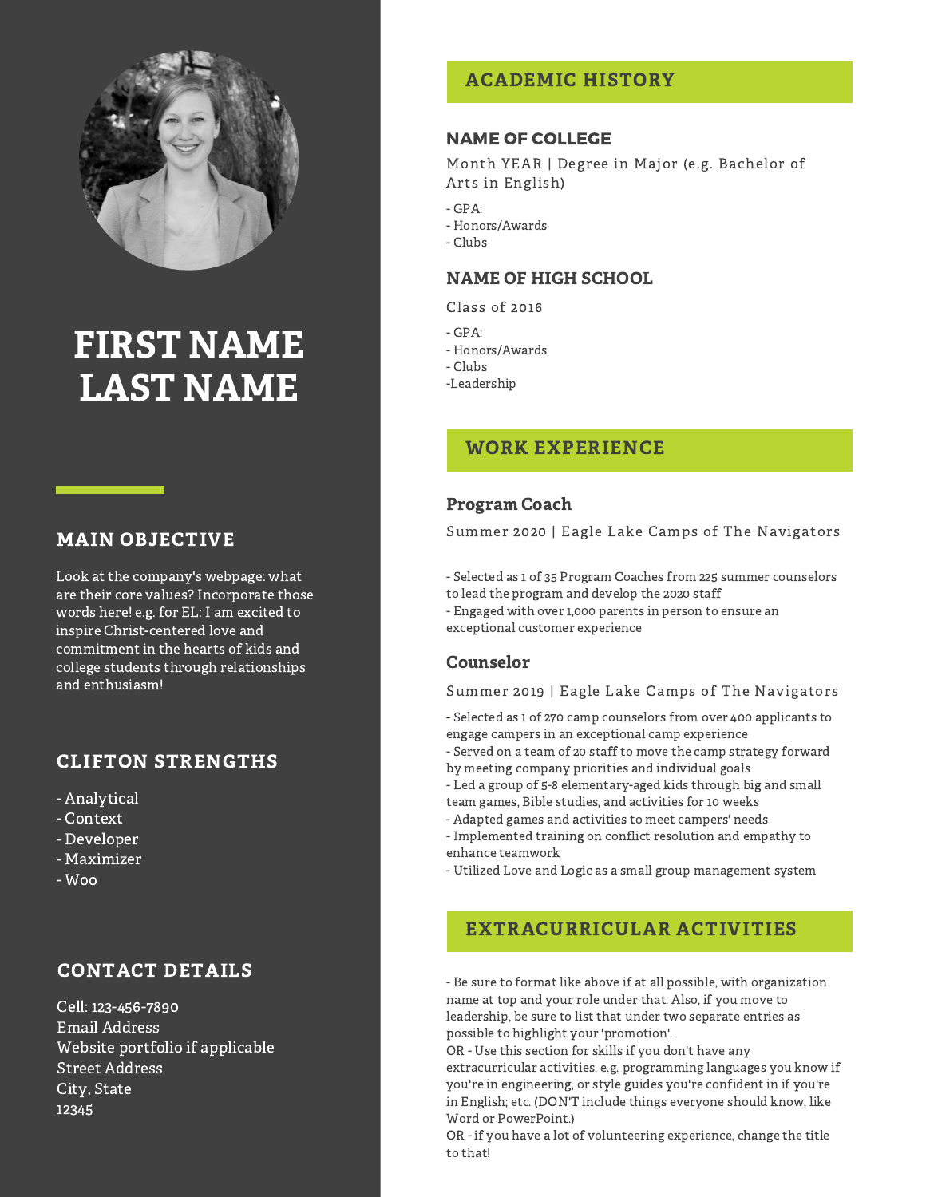# FIRST NAME LAST NAME

## MAIN OBJECTIVE

Look at the company's webpage: what are their core values? Incorporate those words here! e.g. for EL: I am excited to inspire Christ-centered love and commitment in the hearts of kids and college students through relationships and enthusiasm!

## CLIFTON STRENGTHS

- Analytical
- Context
- Developer
- Maximizer
- Woo

## CONTACT DETAILS

Cell: 123-456-7890
Email Address
Website portfolio if applicable
Street Address
City, State
12345

## ACADEMIC HISTORY

### NAME OF COLLEGE

Month YEAR | Degree in Major (e.g. Bachelor of Arts in English)

- GPA:
- Honors/Awards
- Clubs

### NAME OF HIGH SCHOOL

Class of 2016

- GPA:
- Honors/Awards
- Clubs
- Leadership

## WORK EXPERIENCE

### Program Coach

Summer 2020 | Eagle Lake Camps of The Navigators

- Selected as 1 of 35 Program Coaches from 225 summer counselors to lead the program and develop the 2020 staff
- Engaged with over 1,000 parents in person to ensure an exceptional customer experience

### Counselor

Summer 2019 | Eagle Lake Camps of The Navigators

- Selected as 1 of 270 camp counselors from over 400 applicants to engage campers in an exceptional camp experience
- Served on a team of 20 staff to move the camp strategy forward by meeting company priorities and individual goals
- Led a group of 5-8 elementary-aged kids through big and small team games, Bible studies, and activities for 10 weeks
- Adapted games and activities to meet campers' needs
- Implemented training on conflict resolution and empathy to enhance teamwork
- Utilized Love and Logic as a small group management system

## EXTRACURRICULAR ACTIVITIES

- Be sure to format like above if at all possible, with organization name at top and your role under that. Also, if you move to leadership, be sure to list that under two separate entries as possible to highlight your 'promotion'.

OR - Use this section for skills if you don't have any extracurricular activities. e.g. programming languages you know if you're in engineering, or style guides you're confident in if you're in English; etc. (DON'T include things everyone should know, like Word or PowerPoint.)

OR - if you have a lot of volunteering experience, change the title to that!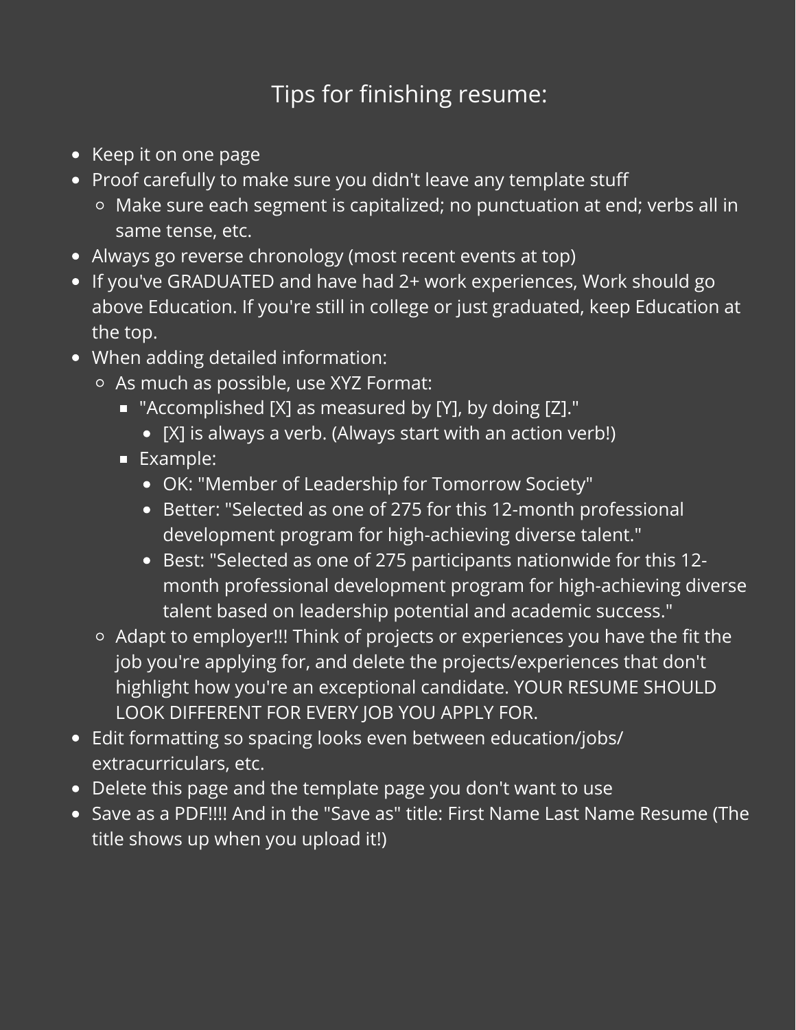# Tips for finishing resume:

- Keep it on one page
- Proof carefully to make sure you didn't leave any template stuff
    - Make sure each segment is capitalized; no punctuation at end; verbs all in same tense, etc.
- Always go reverse chronology (most recent events at top)
- If you've GRADUATED and have had 2+ work experiences, Work should go above Education. If you're still in college or just graduated, keep Education at the top.
- When adding detailed information:
    - As much as possible, use XYZ Format:
        - "Accomplished [X] as measured by [Y], by doing [Z]."
            - [X] is always a verb. (Always start with an action verb!)
        - Example:
            - OK: "Member of Leadership for Tomorrow Society"
            - Better: "Selected as one of 275 for this 12-month professional development program for high-achieving diverse talent."
            - Best: "Selected as one of 275 participants nationwide for this 12-month professional development program for high-achieving diverse talent based on leadership potential and academic success."
    - Adapt to employer!!! Think of projects or experiences you have the fit the job you're applying for, and delete the projects/experiences that don't highlight how you're an exceptional candidate. YOUR RESUME SHOULD LOOK DIFFERENT FOR EVERY JOB YOU APPLY FOR.
- Edit formatting so spacing looks even between education/jobs/ extracurriculars, etc.
- Delete this page and the template page you don't want to use
- Save as a PDF!!!! And in the "Save as" title: First Name Last Name Resume (The title shows up when you upload it!)